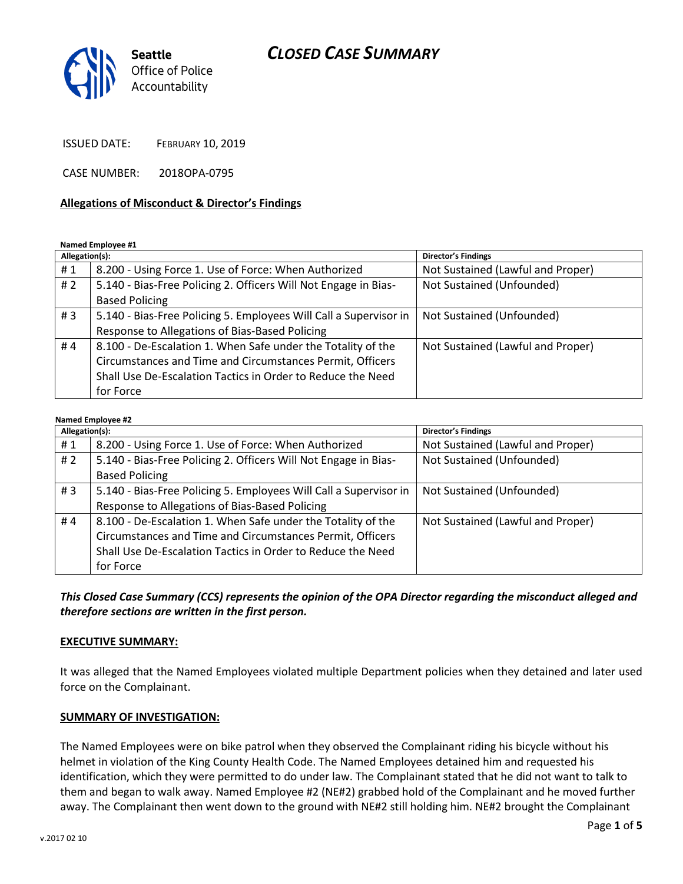Seattle Office of Police Accountability

# CLOSED CASE SUMMARY

ISSUED DATE: FEBRUARY 10, 2019

CASE NUMBER: 2018OPA-0795

**Allegations of Misconduct & Director's Findings**

**Named Employee #1**

| Allegation(s): | | Director's Findings |
|---|---|---|
| # 1 | 8.200 - Using Force 1. Use of Force: When Authorized | Not Sustained (Lawful and Proper) |
| # 2 | 5.140 - Bias-Free Policing 2. Officers Will Not Engage in Bias-Based Policing | Not Sustained (Unfounded) |
| # 3 | 5.140 - Bias-Free Policing 5. Employees Will Call a Supervisor in Response to Allegations of Bias-Based Policing | Not Sustained (Unfounded) |
| # 4 | 8.100 - De-Escalation 1. When Safe under the Totality of the Circumstances and Time and Circumstances Permit, Officers Shall Use De-Escalation Tactics in Order to Reduce the Need for Force | Not Sustained (Lawful and Proper) |

**Named Employee #2**

| Allegation(s): | | Director's Findings |
|---|---|---|
| # 1 | 8.200 - Using Force 1. Use of Force: When Authorized | Not Sustained (Lawful and Proper) |
| # 2 | 5.140 - Bias-Free Policing 2. Officers Will Not Engage in Bias-Based Policing | Not Sustained (Unfounded) |
| # 3 | 5.140 - Bias-Free Policing 5. Employees Will Call a Supervisor in Response to Allegations of Bias-Based Policing | Not Sustained (Unfounded) |
| # 4 | 8.100 - De-Escalation 1. When Safe under the Totality of the Circumstances and Time and Circumstances Permit, Officers Shall Use De-Escalation Tactics in Order to Reduce the Need for Force | Not Sustained (Lawful and Proper) |

***This Closed Case Summary (CCS) represents the opinion of the OPA Director regarding the misconduct alleged and therefore sections are written in the first person.***

**EXECUTIVE SUMMARY:**

It was alleged that the Named Employees violated multiple Department policies when they detained and later used force on the Complainant.

**SUMMARY OF INVESTIGATION:**

The Named Employees were on bike patrol when they observed the Complainant riding his bicycle without his helmet in violation of the King County Health Code. The Named Employees detained him and requested his identification, which they were permitted to do under law. The Complainant stated that he did not want to talk to them and began to walk away. Named Employee #2 (NE#2) grabbed hold of the Complainant and he moved further away. The Complainant then went down to the ground with NE#2 still holding him. NE#2 brought the Complainant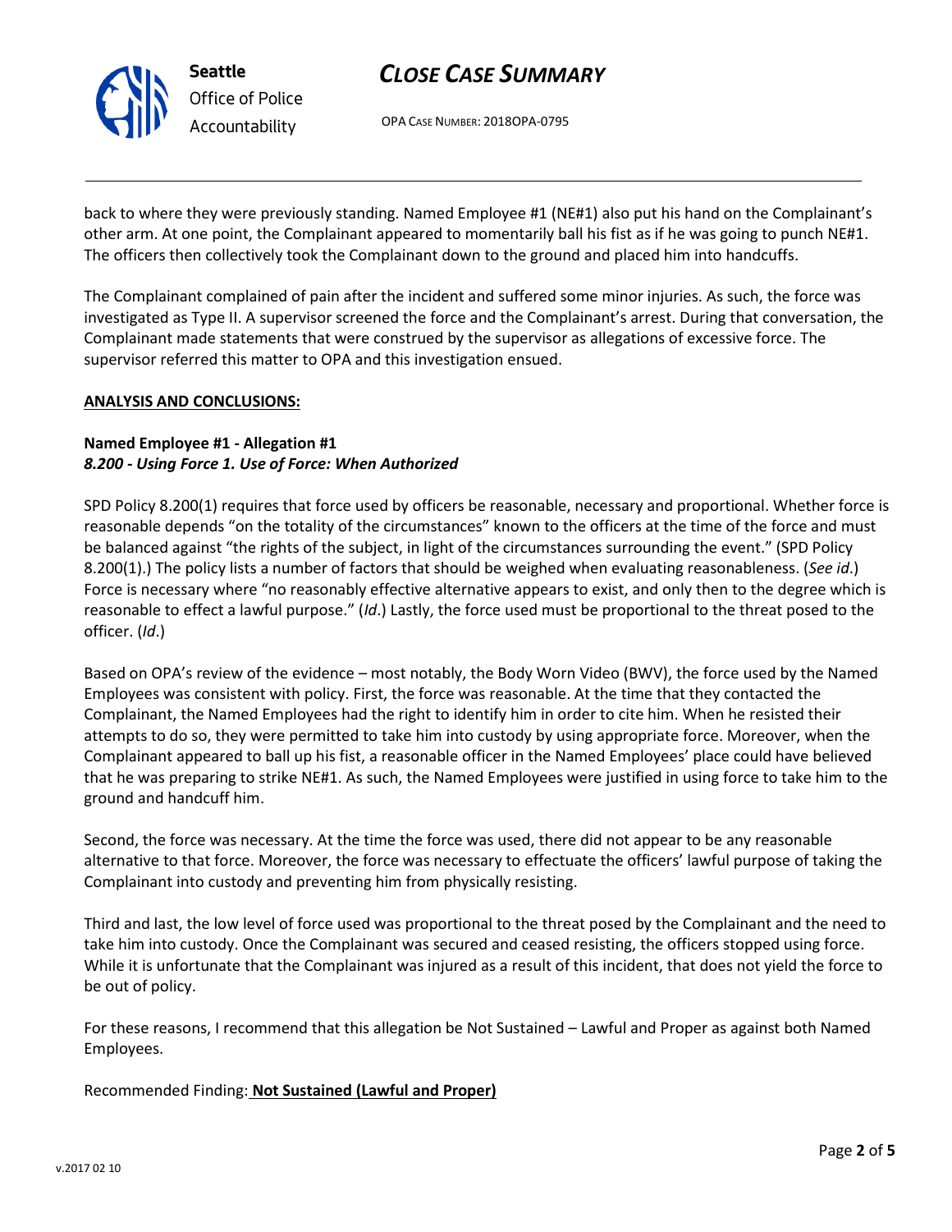back to where they were previously standing. Named Employee #1 (NE#1) also put his hand on the Complainant's other arm. At one point, the Complainant appeared to momentarily ball his fist as if he was going to punch NE#1. The officers then collectively took the Complainant down to the ground and placed him into handcuffs.

The Complainant complained of pain after the incident and suffered some minor injuries. As such, the force was investigated as Type II. A supervisor screened the force and the Complainant's arrest. During that conversation, the Complainant made statements that were construed by the supervisor as allegations of excessive force. The supervisor referred this matter to OPA and this investigation ensued.

**ANALYSIS AND CONCLUSIONS:**

**Named Employee #1 - Allegation #1**
***8.200 - Using Force 1. Use of Force: When Authorized***

SPD Policy 8.200(1) requires that force used by officers be reasonable, necessary and proportional. Whether force is reasonable depends "on the totality of the circumstances" known to the officers at the time of the force and must be balanced against "the rights of the subject, in light of the circumstances surrounding the event." (SPD Policy 8.200(1).) The policy lists a number of factors that should be weighed when evaluating reasonableness. (*See id*.) Force is necessary where "no reasonably effective alternative appears to exist, and only then to the degree which is reasonable to effect a lawful purpose." (*Id*.) Lastly, the force used must be proportional to the threat posed to the officer. (*Id*.)

Based on OPA's review of the evidence – most notably, the Body Worn Video (BWV), the force used by the Named Employees was consistent with policy. First, the force was reasonable. At the time that they contacted the Complainant, the Named Employees had the right to identify him in order to cite him. When he resisted their attempts to do so, they were permitted to take him into custody by using appropriate force. Moreover, when the Complainant appeared to ball up his fist, a reasonable officer in the Named Employees' place could have believed that he was preparing to strike NE#1. As such, the Named Employees were justified in using force to take him to the ground and handcuff him.

Second, the force was necessary. At the time the force was used, there did not appear to be any reasonable alternative to that force. Moreover, the force was necessary to effectuate the officers' lawful purpose of taking the Complainant into custody and preventing him from physically resisting.

Third and last, the low level of force used was proportional to the threat posed by the Complainant and the need to take him into custody. Once the Complainant was secured and ceased resisting, the officers stopped using force. While it is unfortunate that the Complainant was injured as a result of this incident, that does not yield the force to be out of policy.

For these reasons, I recommend that this allegation be Not Sustained – Lawful and Proper as against both Named Employees.

Recommended Finding: **Not Sustained (Lawful and Proper)**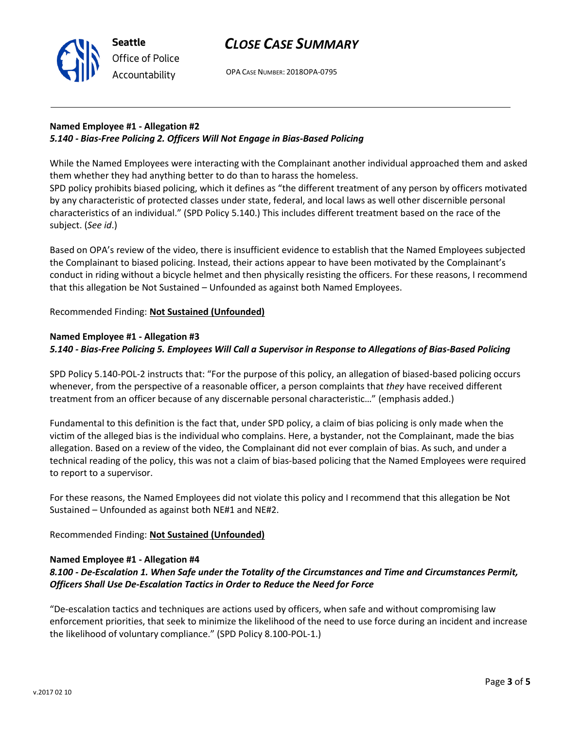### Named Employee #1 - Allegation #2
***5.140 - Bias-Free Policing 2. Officers Will Not Engage in Bias-Based Policing***

While the Named Employees were interacting with the Complainant another individual approached them and asked them whether they had anything better to do than to harass the homeless.
SPD policy prohibits biased policing, which it defines as "the different treatment of any person by officers motivated by any characteristic of protected classes under state, federal, and local laws as well other discernible personal characteristics of an individual." (SPD Policy 5.140.) This includes different treatment based on the race of the subject. (*See id*.)

Based on OPA's review of the video, there is insufficient evidence to establish that the Named Employees subjected the Complainant to biased policing. Instead, their actions appear to have been motivated by the Complainant's conduct in riding without a bicycle helmet and then physically resisting the officers. For these reasons, I recommend that this allegation be Not Sustained – Unfounded as against both Named Employees.

Recommended Finding: **Not Sustained (Unfounded)**

### Named Employee #1 - Allegation #3
***5.140 - Bias-Free Policing 5. Employees Will Call a Supervisor in Response to Allegations of Bias-Based Policing***

SPD Policy 5.140-POL-2 instructs that: "For the purpose of this policy, an allegation of biased-based policing occurs whenever, from the perspective of a reasonable officer, a person complaints that *they* have received different treatment from an officer because of any discernable personal characteristic…" (emphasis added.)

Fundamental to this definition is the fact that, under SPD policy, a claim of bias policing is only made when the victim of the alleged bias is the individual who complains. Here, a bystander, not the Complainant, made the bias allegation. Based on a review of the video, the Complainant did not ever complain of bias. As such, and under a technical reading of the policy, this was not a claim of bias-based policing that the Named Employees were required to report to a supervisor.

For these reasons, the Named Employees did not violate this policy and I recommend that this allegation be Not Sustained – Unfounded as against both NE#1 and NE#2.

Recommended Finding: **Not Sustained (Unfounded)**

### Named Employee #1 - Allegation #4
***8.100 - De-Escalation 1. When Safe under the Totality of the Circumstances and Time and Circumstances Permit, Officers Shall Use De-Escalation Tactics in Order to Reduce the Need for Force***

"De-escalation tactics and techniques are actions used by officers, when safe and without compromising law enforcement priorities, that seek to minimize the likelihood of the need to use force during an incident and increase the likelihood of voluntary compliance." (SPD Policy 8.100-POL-1.)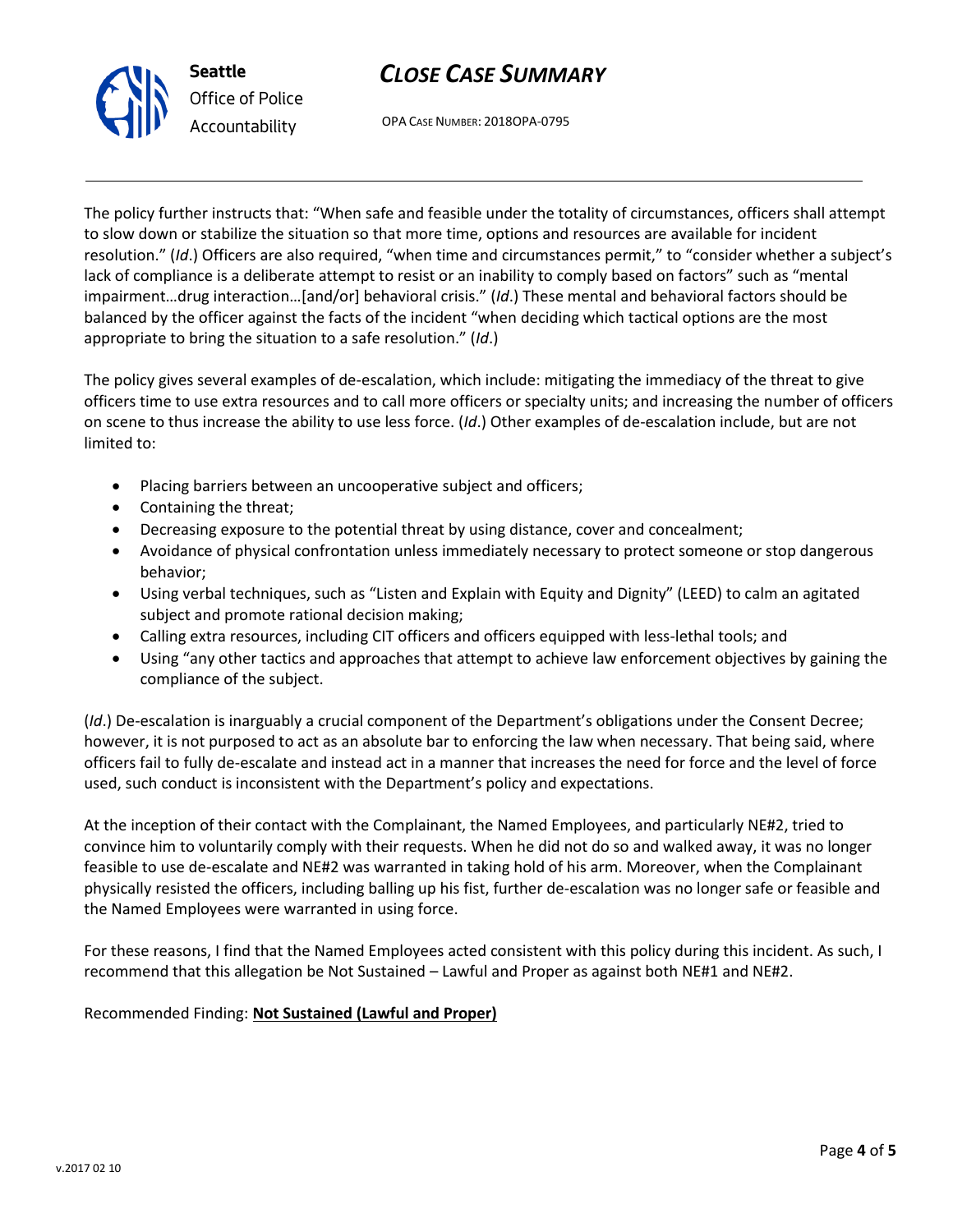The policy further instructs that: "When safe and feasible under the totality of circumstances, officers shall attempt to slow down or stabilize the situation so that more time, options and resources are available for incident resolution." (*Id*.) Officers are also required, "when time and circumstances permit," to "consider whether a subject's lack of compliance is a deliberate attempt to resist or an inability to comply based on factors" such as "mental impairment…drug interaction…[and/or] behavioral crisis." (*Id*.) These mental and behavioral factors should be balanced by the officer against the facts of the incident "when deciding which tactical options are the most appropriate to bring the situation to a safe resolution." (*Id*.)

The policy gives several examples of de-escalation, which include: mitigating the immediacy of the threat to give officers time to use extra resources and to call more officers or specialty units; and increasing the number of officers on scene to thus increase the ability to use less force. (*Id*.) Other examples of de-escalation include, but are not limited to:

- Placing barriers between an uncooperative subject and officers;
- Containing the threat;
- Decreasing exposure to the potential threat by using distance, cover and concealment;
- Avoidance of physical confrontation unless immediately necessary to protect someone or stop dangerous behavior;
- Using verbal techniques, such as "Listen and Explain with Equity and Dignity" (LEED) to calm an agitated subject and promote rational decision making;
- Calling extra resources, including CIT officers and officers equipped with less-lethal tools; and
- Using "any other tactics and approaches that attempt to achieve law enforcement objectives by gaining the compliance of the subject.

(*Id*.) De-escalation is inarguably a crucial component of the Department's obligations under the Consent Decree; however, it is not purposed to act as an absolute bar to enforcing the law when necessary. That being said, where officers fail to fully de-escalate and instead act in a manner that increases the need for force and the level of force used, such conduct is inconsistent with the Department's policy and expectations.

At the inception of their contact with the Complainant, the Named Employees, and particularly NE#2, tried to convince him to voluntarily comply with their requests. When he did not do so and walked away, it was no longer feasible to use de-escalate and NE#2 was warranted in taking hold of his arm. Moreover, when the Complainant physically resisted the officers, including balling up his fist, further de-escalation was no longer safe or feasible and the Named Employees were warranted in using force.

For these reasons, I find that the Named Employees acted consistent with this policy during this incident. As such, I recommend that this allegation be Not Sustained – Lawful and Proper as against both NE#1 and NE#2.

Recommended Finding: **Not Sustained (Lawful and Proper)**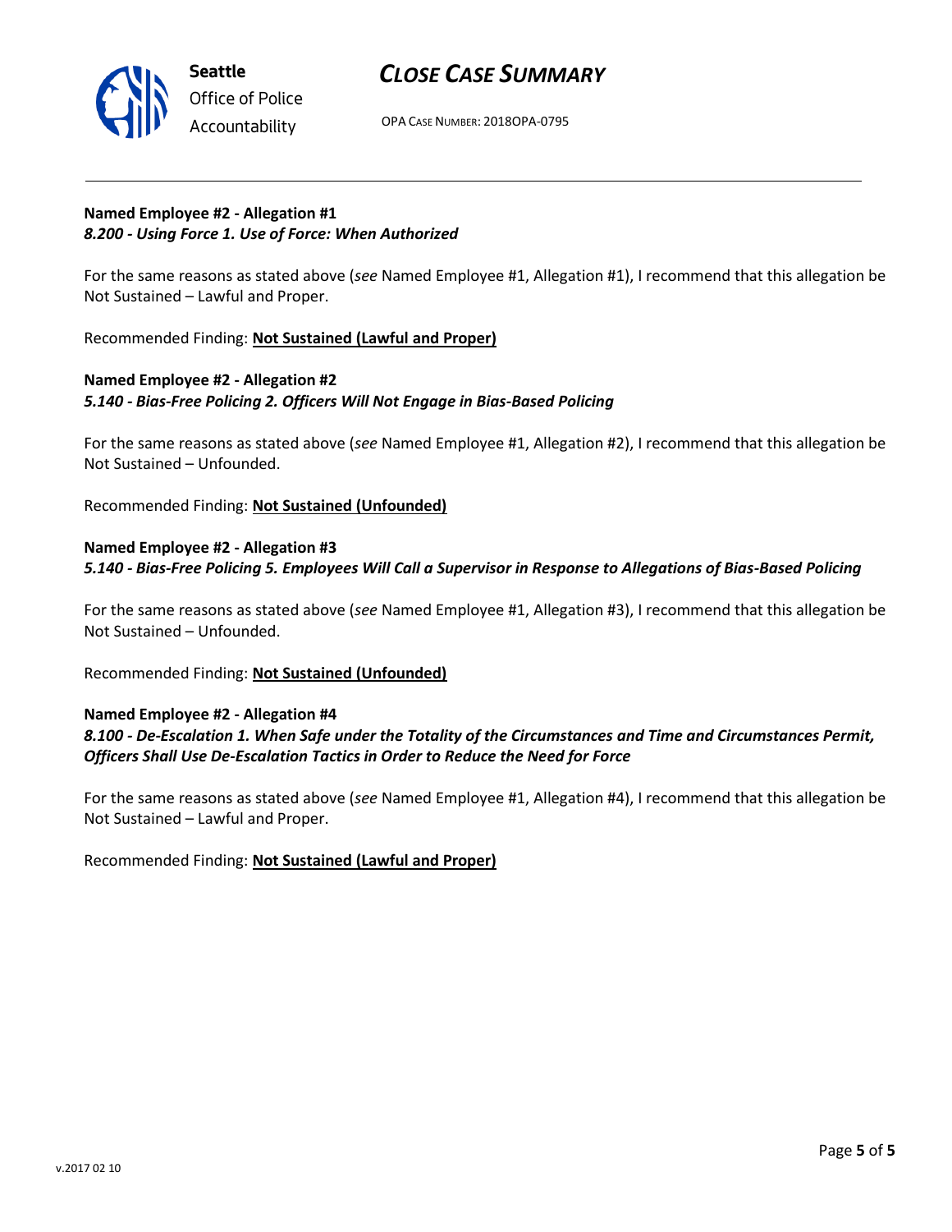**Named Employee #2 - Allegation #1**
***8.200 - Using Force 1. Use of Force: When Authorized***

For the same reasons as stated above (*see* Named Employee #1, Allegation #1), I recommend that this allegation be Not Sustained – Lawful and Proper.

Recommended Finding: **Not Sustained (Lawful and Proper)**

**Named Employee #2 - Allegation #2**
***5.140 - Bias-Free Policing 2. Officers Will Not Engage in Bias-Based Policing***

For the same reasons as stated above (*see* Named Employee #1, Allegation #2), I recommend that this allegation be Not Sustained – Unfounded.

Recommended Finding: **Not Sustained (Unfounded)**

**Named Employee #2 - Allegation #3**
***5.140 - Bias-Free Policing 5. Employees Will Call a Supervisor in Response to Allegations of Bias-Based Policing***

For the same reasons as stated above (*see* Named Employee #1, Allegation #3), I recommend that this allegation be Not Sustained – Unfounded.

Recommended Finding: **Not Sustained (Unfounded)**

**Named Employee #2 - Allegation #4**
***8.100 - De-Escalation 1. When Safe under the Totality of the Circumstances and Time and Circumstances Permit, Officers Shall Use De-Escalation Tactics in Order to Reduce the Need for Force***

For the same reasons as stated above (*see* Named Employee #1, Allegation #4), I recommend that this allegation be Not Sustained – Lawful and Proper.

Recommended Finding: **Not Sustained (Lawful and Proper)**